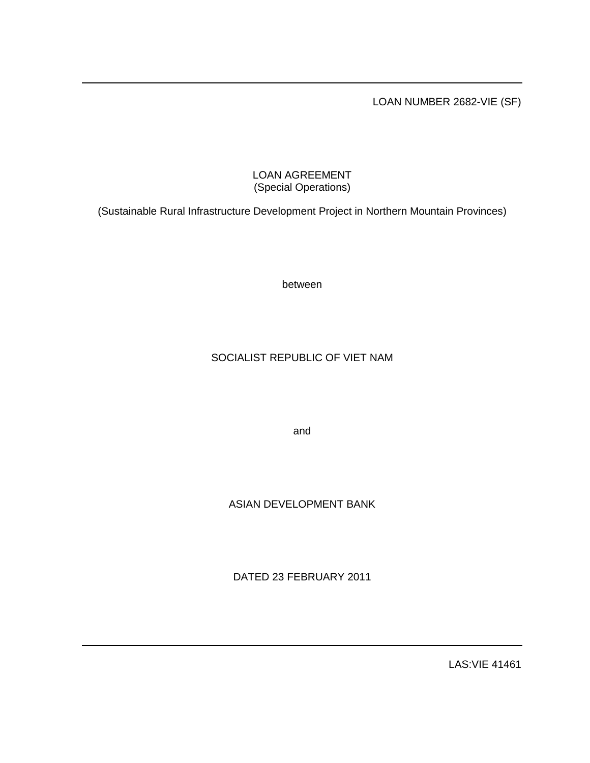LOAN NUMBER 2682-VIE (SF)

LOAN AGREEMENT
(Special Operations)

(Sustainable Rural Infrastructure Development Project in Northern Mountain Provinces)

between

SOCIALIST REPUBLIC OF VIET NAM

and

ASIAN DEVELOPMENT BANK

DATED 23 FEBRUARY 2011

LAS:VIE 41461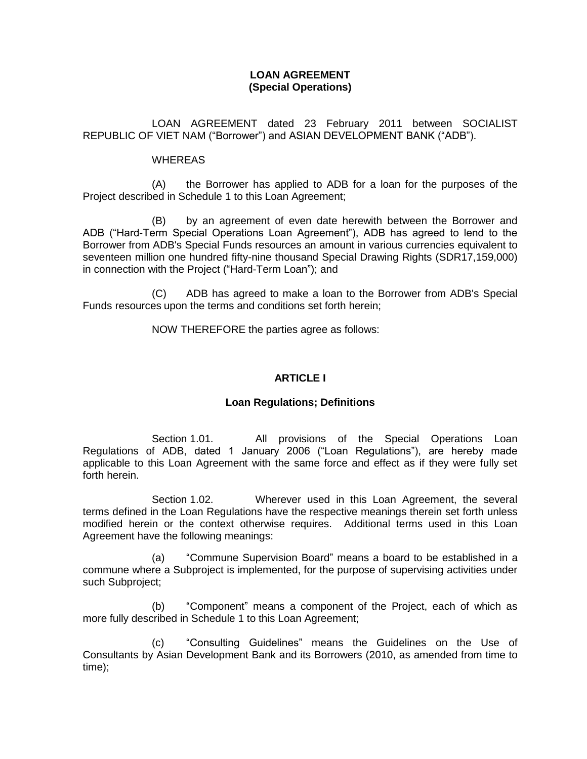**LOAN AGREEMENT**
**(Special Operations)**

LOAN AGREEMENT dated 23 February 2011 between SOCIALIST REPUBLIC OF VIET NAM ("Borrower") and ASIAN DEVELOPMENT BANK ("ADB").

WHEREAS

(A) the Borrower has applied to ADB for a loan for the purposes of the Project described in Schedule 1 to this Loan Agreement;

(B) by an agreement of even date herewith between the Borrower and ADB ("Hard-Term Special Operations Loan Agreement"), ADB has agreed to lend to the Borrower from ADB's Special Funds resources an amount in various currencies equivalent to seventeen million one hundred fifty-nine thousand Special Drawing Rights (SDR17,159,000) in connection with the Project ("Hard-Term Loan"); and

(C) ADB has agreed to make a loan to the Borrower from ADB's Special Funds resources upon the terms and conditions set forth herein;

NOW THEREFORE the parties agree as follows:

## ARTICLE I

### Loan Regulations; Definitions

Section 1.01. All provisions of the Special Operations Loan Regulations of ADB, dated 1 January 2006 ("Loan Regulations"), are hereby made applicable to this Loan Agreement with the same force and effect as if they were fully set forth herein.

Section 1.02. Wherever used in this Loan Agreement, the several terms defined in the Loan Regulations have the respective meanings therein set forth unless modified herein or the context otherwise requires. Additional terms used in this Loan Agreement have the following meanings:

(a) "Commune Supervision Board" means a board to be established in a commune where a Subproject is implemented, for the purpose of supervising activities under such Subproject;

(b) "Component" means a component of the Project, each of which as more fully described in Schedule 1 to this Loan Agreement;

(c) "Consulting Guidelines" means the Guidelines on the Use of Consultants by Asian Development Bank and its Borrowers (2010, as amended from time to time);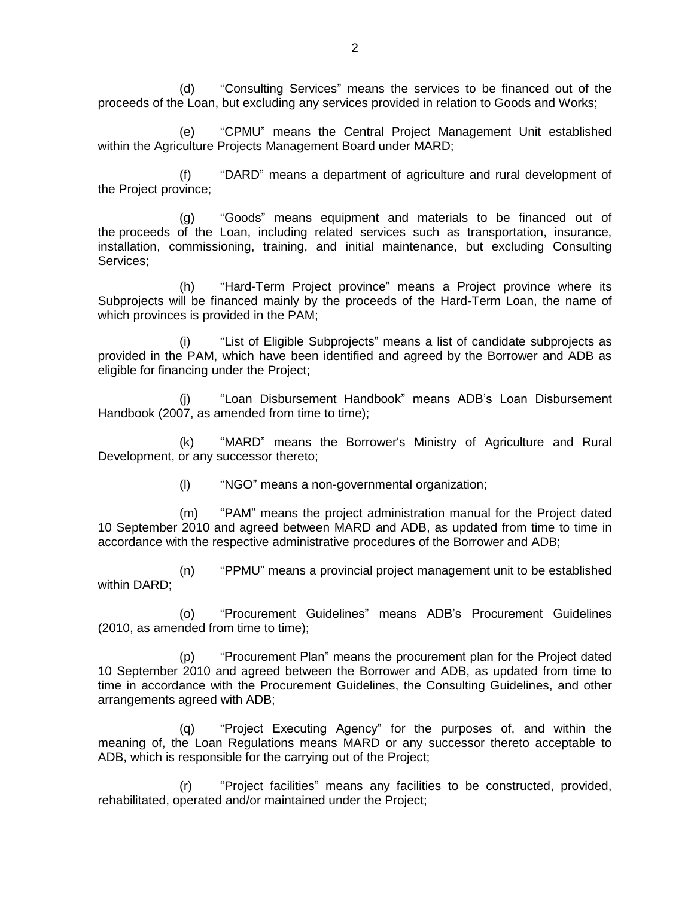(d) “Consulting Services” means the services to be financed out of the proceeds of the Loan, but excluding any services provided in relation to Goods and Works;

(e) “CPMU” means the Central Project Management Unit established within the Agriculture Projects Management Board under MARD;

(f) “DARD” means a department of agriculture and rural development of the Project province;

(g) “Goods” means equipment and materials to be financed out of the proceeds of the Loan, including related services such as transportation, insurance, installation, commissioning, training, and initial maintenance, but excluding Consulting Services;

(h) “Hard-Term Project province” means a Project province where its Subprojects will be financed mainly by the proceeds of the Hard-Term Loan, the name of which provinces is provided in the PAM;

(i) “List of Eligible Subprojects” means a list of candidate subprojects as provided in the PAM, which have been identified and agreed by the Borrower and ADB as eligible for financing under the Project;

(j) “Loan Disbursement Handbook” means ADB’s Loan Disbursement Handbook (2007, as amended from time to time);

(k) “MARD” means the Borrower's Ministry of Agriculture and Rural Development, or any successor thereto;

(l) “NGO” means a non-governmental organization;

(m) “PAM” means the project administration manual for the Project dated 10 September 2010 and agreed between MARD and ADB, as updated from time to time in accordance with the respective administrative procedures of the Borrower and ADB;

(n) “PPMU” means a provincial project management unit to be established within DARD;

(o) “Procurement Guidelines” means ADB’s Procurement Guidelines (2010, as amended from time to time);

(p) “Procurement Plan” means the procurement plan for the Project dated 10 September 2010 and agreed between the Borrower and ADB, as updated from time to time in accordance with the Procurement Guidelines, the Consulting Guidelines, and other arrangements agreed with ADB;

(q) “Project Executing Agency” for the purposes of, and within the meaning of, the Loan Regulations means MARD or any successor thereto acceptable to ADB, which is responsible for the carrying out of the Project;

(r) “Project facilities” means any facilities to be constructed, provided, rehabilitated, operated and/or maintained under the Project;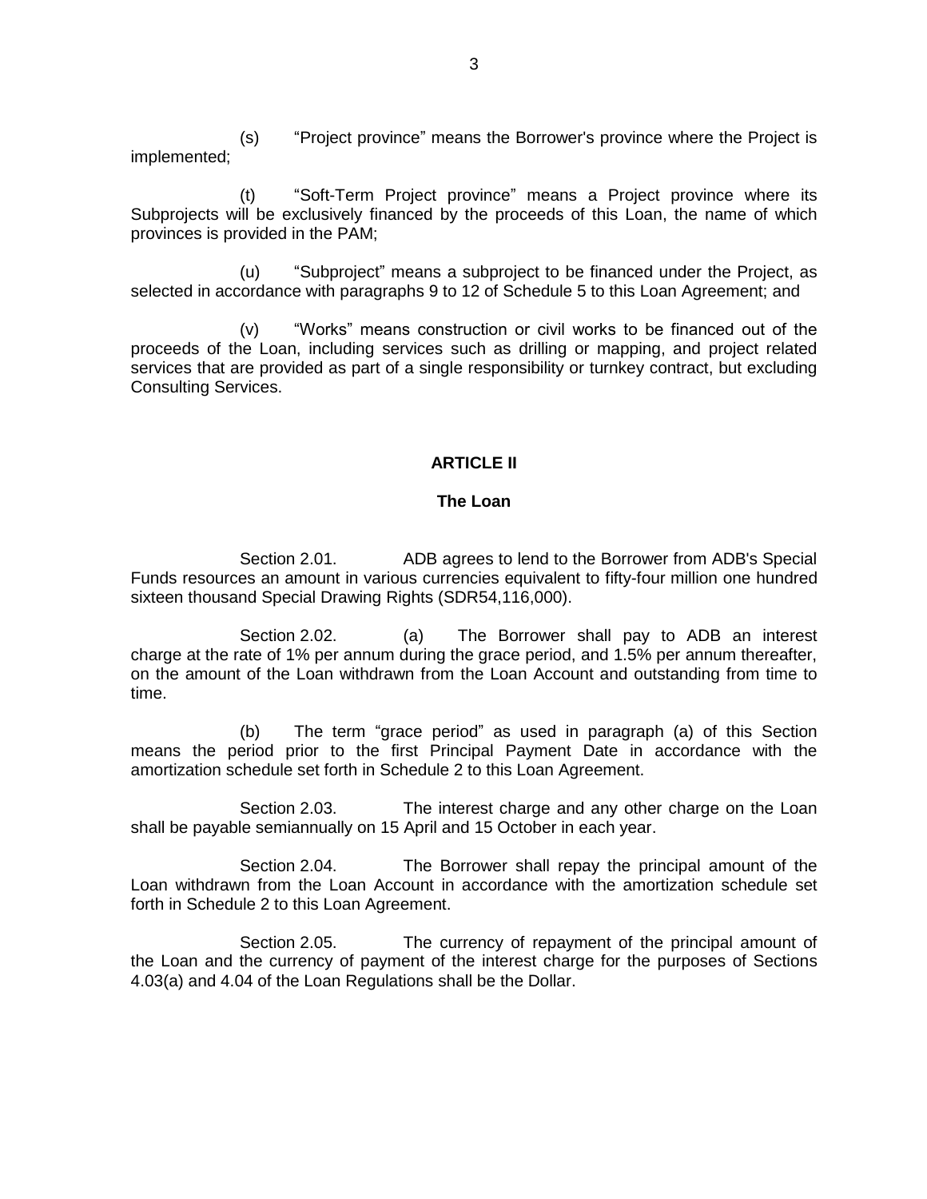(s) "Project province" means the Borrower's province where the Project is implemented;

(t) "Soft-Term Project province" means a Project province where its Subprojects will be exclusively financed by the proceeds of this Loan, the name of which provinces is provided in the PAM;

(u) "Subproject" means a subproject to be financed under the Project, as selected in accordance with paragraphs 9 to 12 of Schedule 5 to this Loan Agreement; and

(v) "Works" means construction or civil works to be financed out of the proceeds of the Loan, including services such as drilling or mapping, and project related services that are provided as part of a single responsibility or turnkey contract, but excluding Consulting Services.

## ARTICLE II

## The Loan

Section 2.01. ADB agrees to lend to the Borrower from ADB's Special Funds resources an amount in various currencies equivalent to fifty-four million one hundred sixteen thousand Special Drawing Rights (SDR54,116,000).

Section 2.02. (a) The Borrower shall pay to ADB an interest charge at the rate of 1% per annum during the grace period, and 1.5% per annum thereafter, on the amount of the Loan withdrawn from the Loan Account and outstanding from time to time.

(b) The term "grace period" as used in paragraph (a) of this Section means the period prior to the first Principal Payment Date in accordance with the amortization schedule set forth in Schedule 2 to this Loan Agreement.

Section 2.03. The interest charge and any other charge on the Loan shall be payable semiannually on 15 April and 15 October in each year.

Section 2.04. The Borrower shall repay the principal amount of the Loan withdrawn from the Loan Account in accordance with the amortization schedule set forth in Schedule 2 to this Loan Agreement.

Section 2.05. The currency of repayment of the principal amount of the Loan and the currency of payment of the interest charge for the purposes of Sections 4.03(a) and 4.04 of the Loan Regulations shall be the Dollar.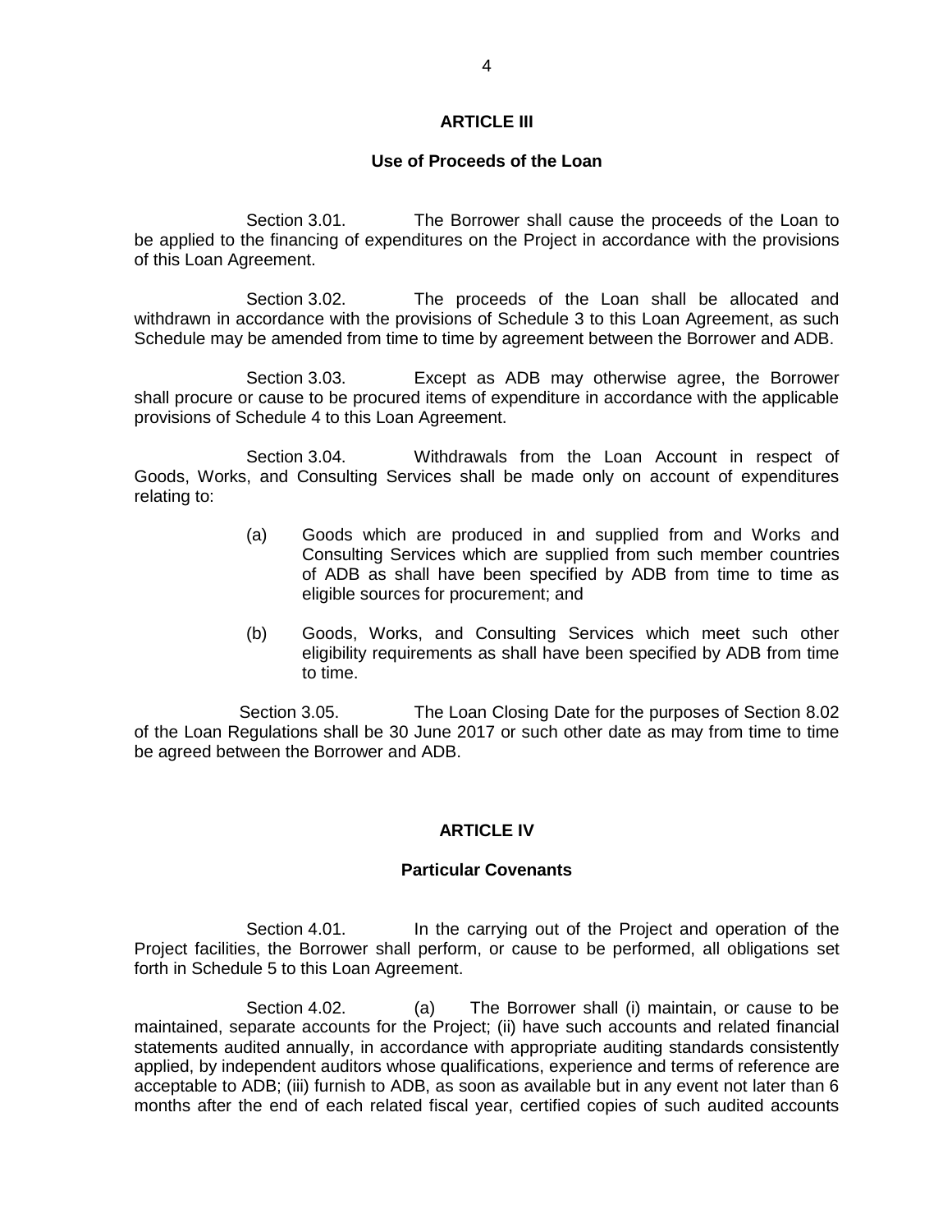## ARTICLE III

### Use of Proceeds of the Loan

Section 3.01. The Borrower shall cause the proceeds of the Loan to be applied to the financing of expenditures on the Project in accordance with the provisions of this Loan Agreement.

Section 3.02. The proceeds of the Loan shall be allocated and withdrawn in accordance with the provisions of Schedule 3 to this Loan Agreement, as such Schedule may be amended from time to time by agreement between the Borrower and ADB.

Section 3.03. Except as ADB may otherwise agree, the Borrower shall procure or cause to be procured items of expenditure in accordance with the applicable provisions of Schedule 4 to this Loan Agreement.

Section 3.04. Withdrawals from the Loan Account in respect of Goods, Works, and Consulting Services shall be made only on account of expenditures relating to:

(a) Goods which are produced in and supplied from and Works and Consulting Services which are supplied from such member countries of ADB as shall have been specified by ADB from time to time as eligible sources for procurement; and

(b) Goods, Works, and Consulting Services which meet such other eligibility requirements as shall have been specified by ADB from time to time.

Section 3.05. The Loan Closing Date for the purposes of Section 8.02 of the Loan Regulations shall be 30 June 2017 or such other date as may from time to time be agreed between the Borrower and ADB.

## ARTICLE IV

### Particular Covenants

Section 4.01. In the carrying out of the Project and operation of the Project facilities, the Borrower shall perform, or cause to be performed, all obligations set forth in Schedule 5 to this Loan Agreement.

Section 4.02. (a) The Borrower shall (i) maintain, or cause to be maintained, separate accounts for the Project; (ii) have such accounts and related financial statements audited annually, in accordance with appropriate auditing standards consistently applied, by independent auditors whose qualifications, experience and terms of reference are acceptable to ADB; (iii) furnish to ADB, as soon as available but in any event not later than 6 months after the end of each related fiscal year, certified copies of such audited accounts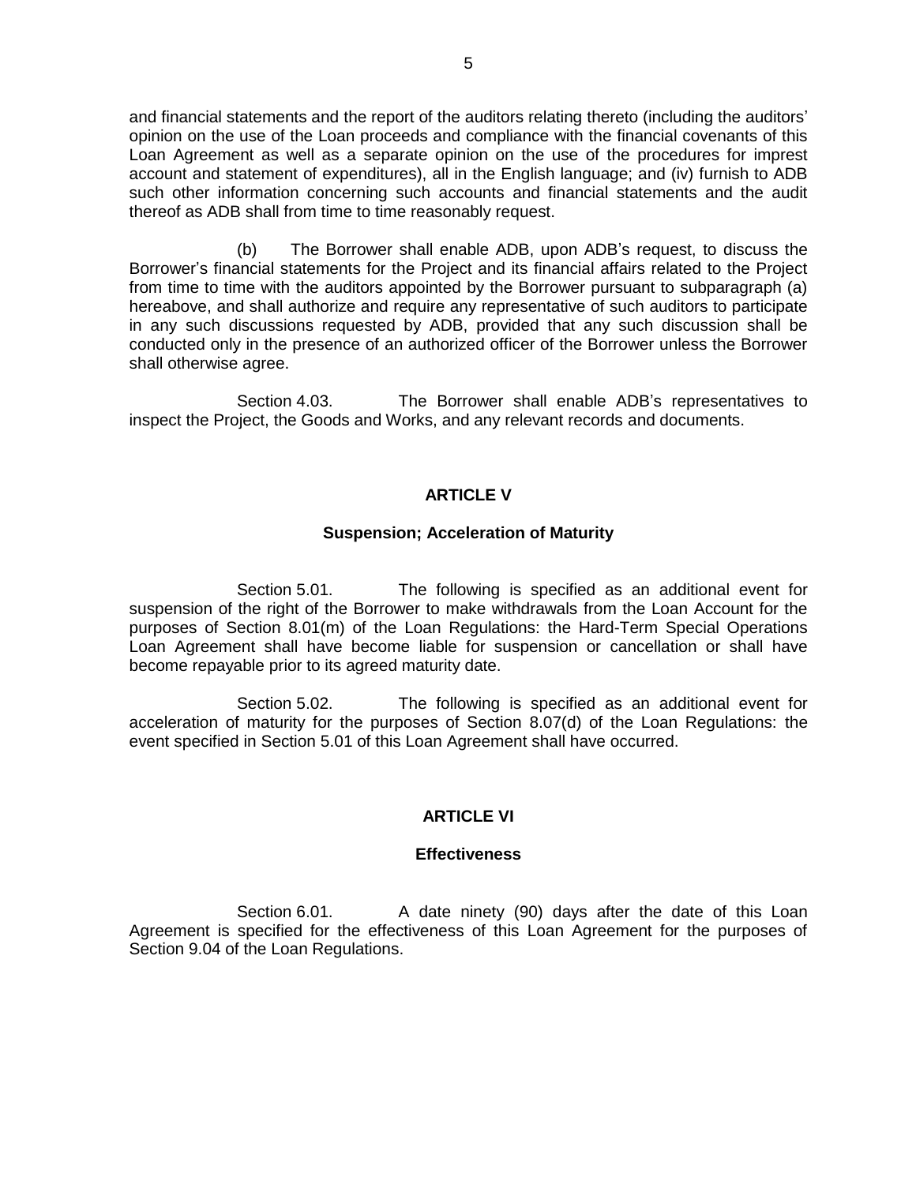and financial statements and the report of the auditors relating thereto (including the auditors' opinion on the use of the Loan proceeds and compliance with the financial covenants of this Loan Agreement as well as a separate opinion on the use of the procedures for imprest account and statement of expenditures), all in the English language; and (iv) furnish to ADB such other information concerning such accounts and financial statements and the audit thereof as ADB shall from time to time reasonably request.

(b) The Borrower shall enable ADB, upon ADB's request, to discuss the Borrower's financial statements for the Project and its financial affairs related to the Project from time to time with the auditors appointed by the Borrower pursuant to subparagraph (a) hereabove, and shall authorize and require any representative of such auditors to participate in any such discussions requested by ADB, provided that any such discussion shall be conducted only in the presence of an authorized officer of the Borrower unless the Borrower shall otherwise agree.

Section 4.03. The Borrower shall enable ADB's representatives to inspect the Project, the Goods and Works, and any relevant records and documents.

## ARTICLE V

### Suspension; Acceleration of Maturity

Section 5.01. The following is specified as an additional event for suspension of the right of the Borrower to make withdrawals from the Loan Account for the purposes of Section 8.01(m) of the Loan Regulations: the Hard-Term Special Operations Loan Agreement shall have become liable for suspension or cancellation or shall have become repayable prior to its agreed maturity date.

Section 5.02. The following is specified as an additional event for acceleration of maturity for the purposes of Section 8.07(d) of the Loan Regulations: the event specified in Section 5.01 of this Loan Agreement shall have occurred.

## ARTICLE VI

### Effectiveness

Section 6.01. A date ninety (90) days after the date of this Loan Agreement is specified for the effectiveness of this Loan Agreement for the purposes of Section 9.04 of the Loan Regulations.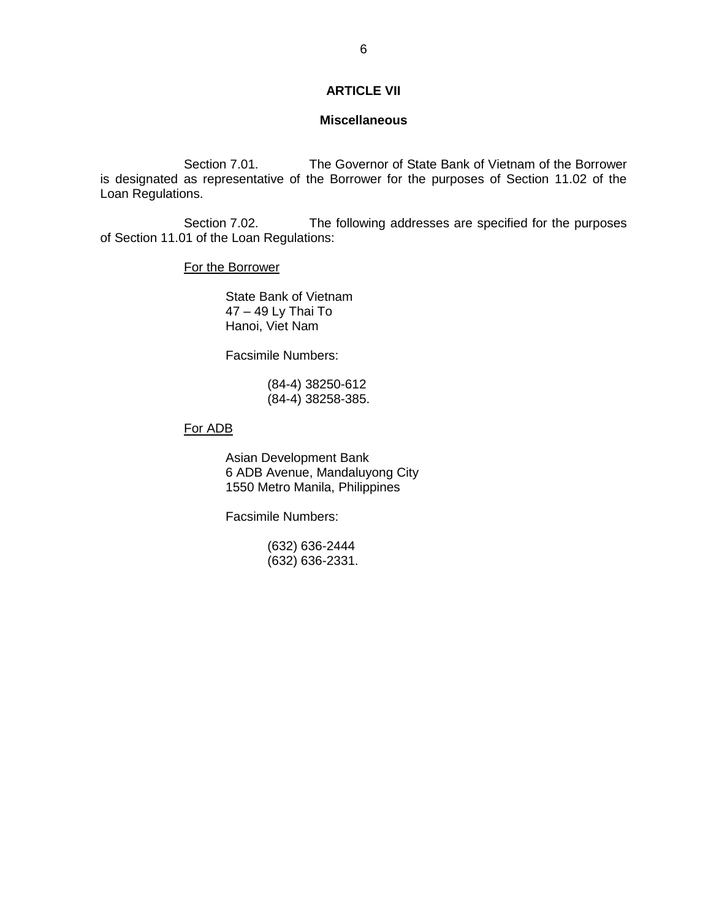## ARTICLE VII

### Miscellaneous

Section 7.01. The Governor of State Bank of Vietnam of the Borrower is designated as representative of the Borrower for the purposes of Section 11.02 of the Loan Regulations.

Section 7.02. The following addresses are specified for the purposes of Section 11.01 of the Loan Regulations:

<u>For the Borrower</u>

State Bank of Vietnam  
47 – 49 Ly Thai To  
Hanoi, Viet Nam

Facsimile Numbers:

(84-4) 38250-612  
(84-4) 38258-385.

<u>For ADB</u>

Asian Development Bank  
6 ADB Avenue, Mandaluyong City  
1550 Metro Manila, Philippines

Facsimile Numbers:

(632) 636-2444  
(632) 636-2331.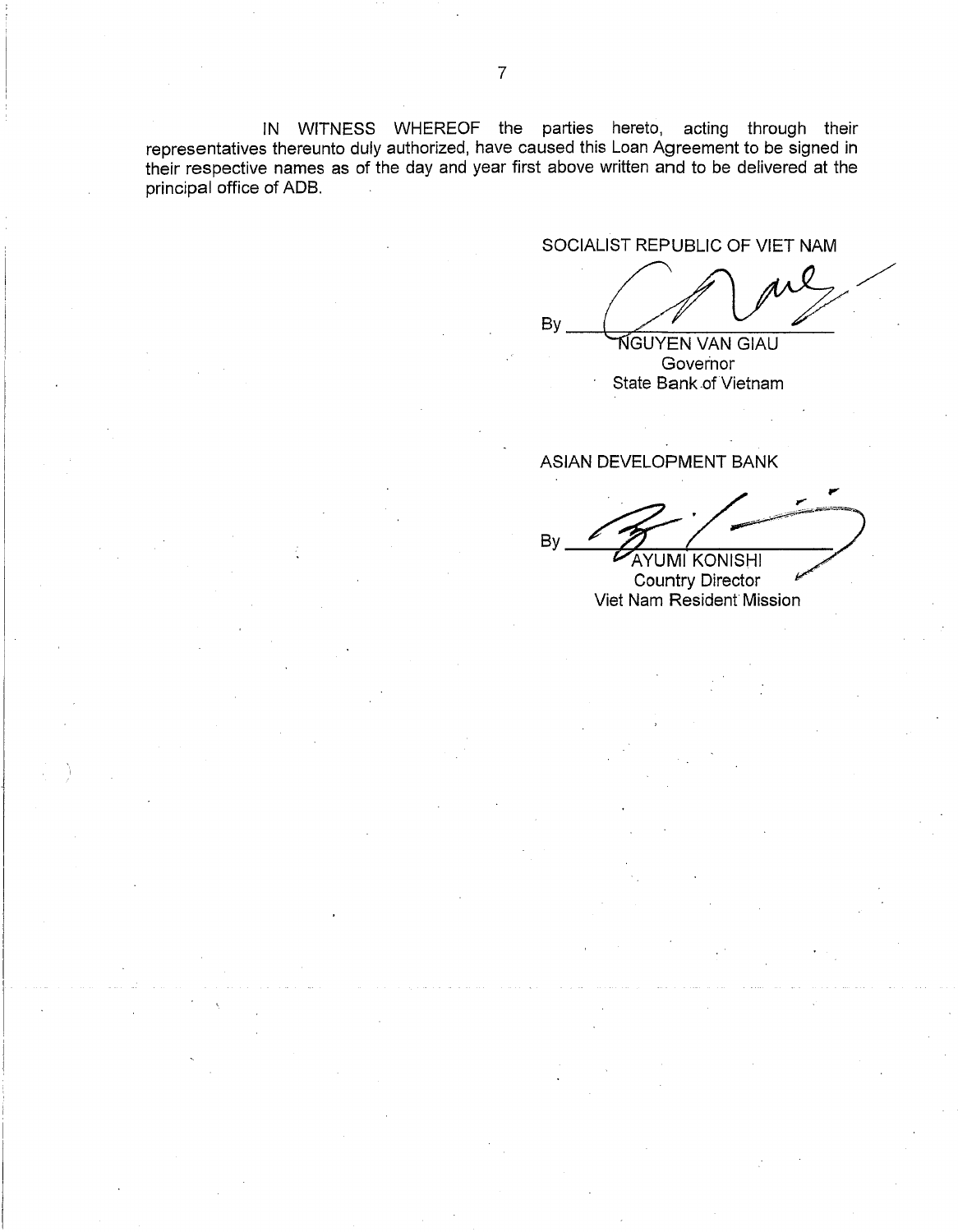IN WITNESS WHEREOF the parties hereto, acting through their representatives thereunto duly authorized, have caused this Loan Agreement to be signed in their respective names as of the day and year first above written and to be delivered at the principal office of ADB.

SOCIALIST REPUBLIC OF VIET NAM

By ______________________

NGUYEN VAN GIAU
Governor
State Bank of Vietnam

ASIAN DEVELOPMENT BANK

By ______________________

AYUMI KONISHI
Country Director
Viet Nam Resident Mission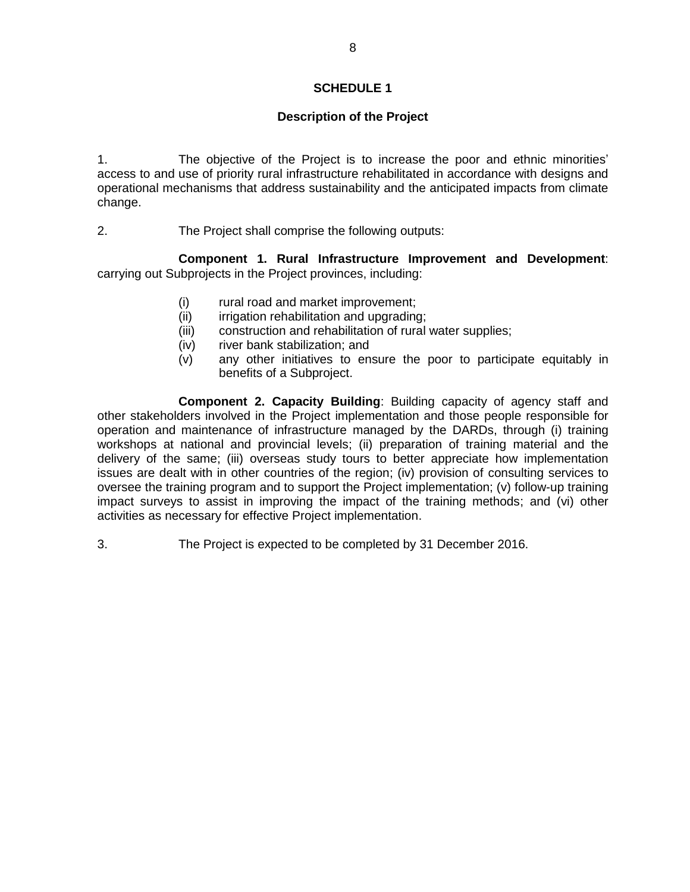# SCHEDULE 1

## Description of the Project

1. The objective of the Project is to increase the poor and ethnic minorities' access to and use of priority rural infrastructure rehabilitated in accordance with designs and operational mechanisms that address sustainability and the anticipated impacts from climate change.

2. The Project shall comprise the following outputs:

**Component 1. Rural Infrastructure Improvement and Development**: carrying out Subprojects in the Project provinces, including:

(i) rural road and market improvement;
(ii) irrigation rehabilitation and upgrading;
(iii) construction and rehabilitation of rural water supplies;
(iv) river bank stabilization; and
(v) any other initiatives to ensure the poor to participate equitably in benefits of a Subproject.

**Component 2. Capacity Building**: Building capacity of agency staff and other stakeholders involved in the Project implementation and those people responsible for operation and maintenance of infrastructure managed by the DARDs, through (i) training workshops at national and provincial levels; (ii) preparation of training material and the delivery of the same; (iii) overseas study tours to better appreciate how implementation issues are dealt with in other countries of the region; (iv) provision of consulting services to oversee the training program and to support the Project implementation; (v) follow-up training impact surveys to assist in improving the impact of the training methods; and (vi) other activities as necessary for effective Project implementation.

3. The Project is expected to be completed by 31 December 2016.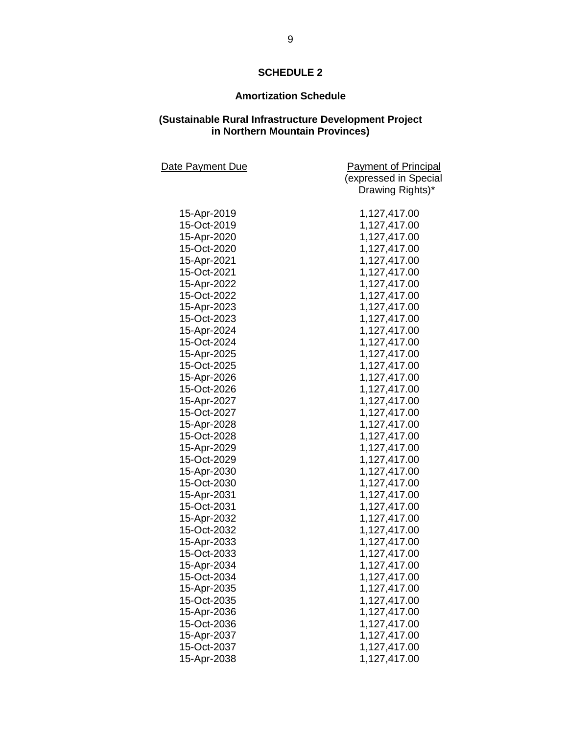## SCHEDULE 2

### Amortization Schedule

### (Sustainable Rural Infrastructure Development Project in Northern Mountain Provinces)

| Date Payment Due | Payment of Principal (expressed in Special Drawing Rights)* |
|---|---|
| 15-Apr-2019 | 1,127,417.00 |
| 15-Oct-2019 | 1,127,417.00 |
| 15-Apr-2020 | 1,127,417.00 |
| 15-Oct-2020 | 1,127,417.00 |
| 15-Apr-2021 | 1,127,417.00 |
| 15-Oct-2021 | 1,127,417.00 |
| 15-Apr-2022 | 1,127,417.00 |
| 15-Oct-2022 | 1,127,417.00 |
| 15-Apr-2023 | 1,127,417.00 |
| 15-Oct-2023 | 1,127,417.00 |
| 15-Apr-2024 | 1,127,417.00 |
| 15-Oct-2024 | 1,127,417.00 |
| 15-Apr-2025 | 1,127,417.00 |
| 15-Oct-2025 | 1,127,417.00 |
| 15-Apr-2026 | 1,127,417.00 |
| 15-Oct-2026 | 1,127,417.00 |
| 15-Apr-2027 | 1,127,417.00 |
| 15-Oct-2027 | 1,127,417.00 |
| 15-Apr-2028 | 1,127,417.00 |
| 15-Oct-2028 | 1,127,417.00 |
| 15-Apr-2029 | 1,127,417.00 |
| 15-Oct-2029 | 1,127,417.00 |
| 15-Apr-2030 | 1,127,417.00 |
| 15-Oct-2030 | 1,127,417.00 |
| 15-Apr-2031 | 1,127,417.00 |
| 15-Oct-2031 | 1,127,417.00 |
| 15-Apr-2032 | 1,127,417.00 |
| 15-Oct-2032 | 1,127,417.00 |
| 15-Apr-2033 | 1,127,417.00 |
| 15-Oct-2033 | 1,127,417.00 |
| 15-Apr-2034 | 1,127,417.00 |
| 15-Oct-2034 | 1,127,417.00 |
| 15-Apr-2035 | 1,127,417.00 |
| 15-Oct-2035 | 1,127,417.00 |
| 15-Apr-2036 | 1,127,417.00 |
| 15-Oct-2036 | 1,127,417.00 |
| 15-Apr-2037 | 1,127,417.00 |
| 15-Oct-2037 | 1,127,417.00 |
| 15-Apr-2038 | 1,127,417.00 |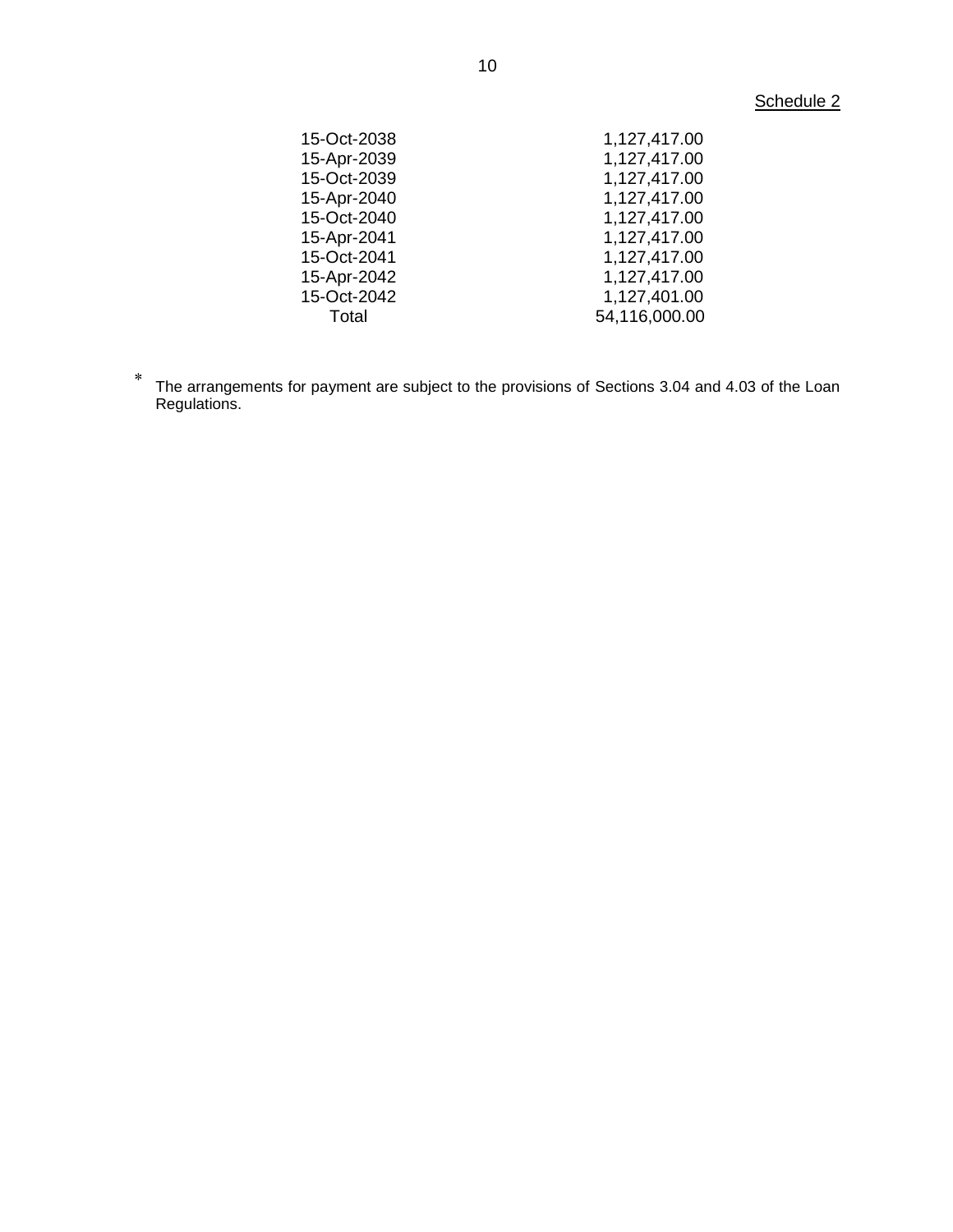Schedule 2

| | |
|---|---|
| 15-Oct-2038 | 1,127,417.00 |
| 15-Apr-2039 | 1,127,417.00 |
| 15-Oct-2039 | 1,127,417.00 |
| 15-Apr-2040 | 1,127,417.00 |
| 15-Oct-2040 | 1,127,417.00 |
| 15-Apr-2041 | 1,127,417.00 |
| 15-Oct-2041 | 1,127,417.00 |
| 15-Apr-2042 | 1,127,417.00 |
| 15-Oct-2042 | 1,127,401.00 |
| Total | 54,116,000.00 |

\* The arrangements for payment are subject to the provisions of Sections 3.04 and 4.03 of the Loan Regulations.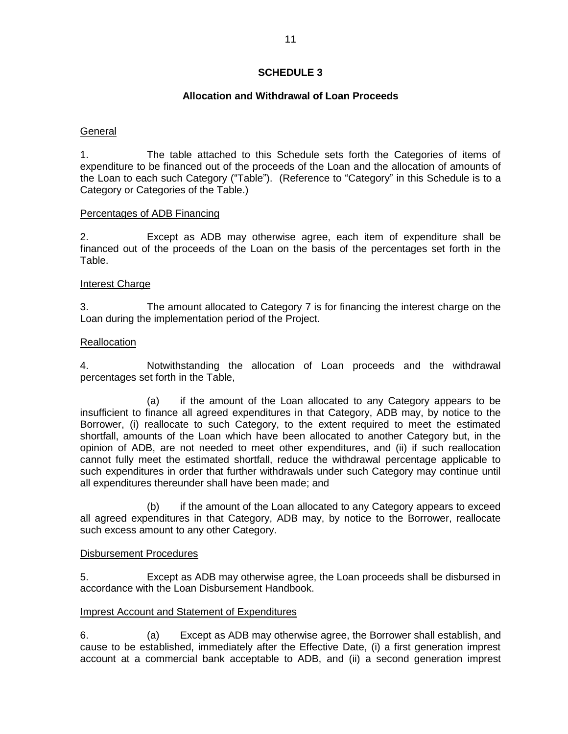## SCHEDULE 3

### Allocation and Withdrawal of Loan Proceeds

General

1. The table attached to this Schedule sets forth the Categories of items of expenditure to be financed out of the proceeds of the Loan and the allocation of amounts of the Loan to each such Category ("Table"). (Reference to "Category" in this Schedule is to a Category or Categories of the Table.)

Percentages of ADB Financing

2. Except as ADB may otherwise agree, each item of expenditure shall be financed out of the proceeds of the Loan on the basis of the percentages set forth in the Table.

Interest Charge

3. The amount allocated to Category 7 is for financing the interest charge on the Loan during the implementation period of the Project.

Reallocation

4. Notwithstanding the allocation of Loan proceeds and the withdrawal percentages set forth in the Table,

(a) if the amount of the Loan allocated to any Category appears to be insufficient to finance all agreed expenditures in that Category, ADB may, by notice to the Borrower, (i) reallocate to such Category, to the extent required to meet the estimated shortfall, amounts of the Loan which have been allocated to another Category but, in the opinion of ADB, are not needed to meet other expenditures, and (ii) if such reallocation cannot fully meet the estimated shortfall, reduce the withdrawal percentage applicable to such expenditures in order that further withdrawals under such Category may continue until all expenditures thereunder shall have been made; and

(b) if the amount of the Loan allocated to any Category appears to exceed all agreed expenditures in that Category, ADB may, by notice to the Borrower, reallocate such excess amount to any other Category.

Disbursement Procedures

5. Except as ADB may otherwise agree, the Loan proceeds shall be disbursed in accordance with the Loan Disbursement Handbook.

Imprest Account and Statement of Expenditures

6. (a) Except as ADB may otherwise agree, the Borrower shall establish, and cause to be established, immediately after the Effective Date, (i) a first generation imprest account at a commercial bank acceptable to ADB, and (ii) a second generation imprest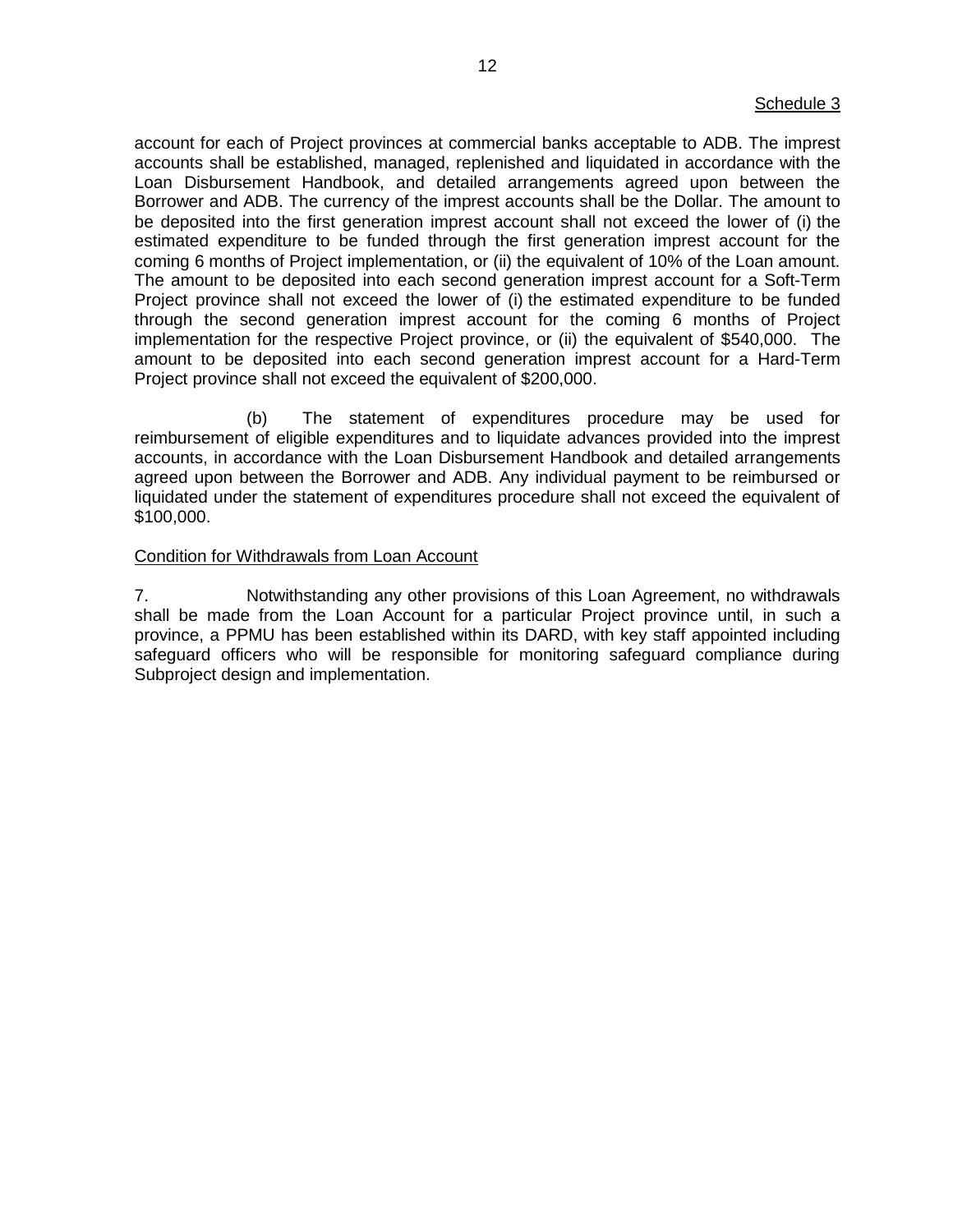Schedule 3

account for each of Project provinces at commercial banks acceptable to ADB. The imprest accounts shall be established, managed, replenished and liquidated in accordance with the Loan Disbursement Handbook, and detailed arrangements agreed upon between the Borrower and ADB. The currency of the imprest accounts shall be the Dollar. The amount to be deposited into the first generation imprest account shall not exceed the lower of (i) the estimated expenditure to be funded through the first generation imprest account for the coming 6 months of Project implementation, or (ii) the equivalent of 10% of the Loan amount. The amount to be deposited into each second generation imprest account for a Soft-Term Project province shall not exceed the lower of (i) the estimated expenditure to be funded through the second generation imprest account for the coming 6 months of Project implementation for the respective Project province, or (ii) the equivalent of \$540,000. The amount to be deposited into each second generation imprest account for a Hard-Term Project province shall not exceed the equivalent of \$200,000.

(b) The statement of expenditures procedure may be used for reimbursement of eligible expenditures and to liquidate advances provided into the imprest accounts, in accordance with the Loan Disbursement Handbook and detailed arrangements agreed upon between the Borrower and ADB. Any individual payment to be reimbursed or liquidated under the statement of expenditures procedure shall not exceed the equivalent of \$100,000.

Condition for Withdrawals from Loan Account

7. Notwithstanding any other provisions of this Loan Agreement, no withdrawals shall be made from the Loan Account for a particular Project province until, in such a province, a PPMU has been established within its DARD, with key staff appointed including safeguard officers who will be responsible for monitoring safeguard compliance during Subproject design and implementation.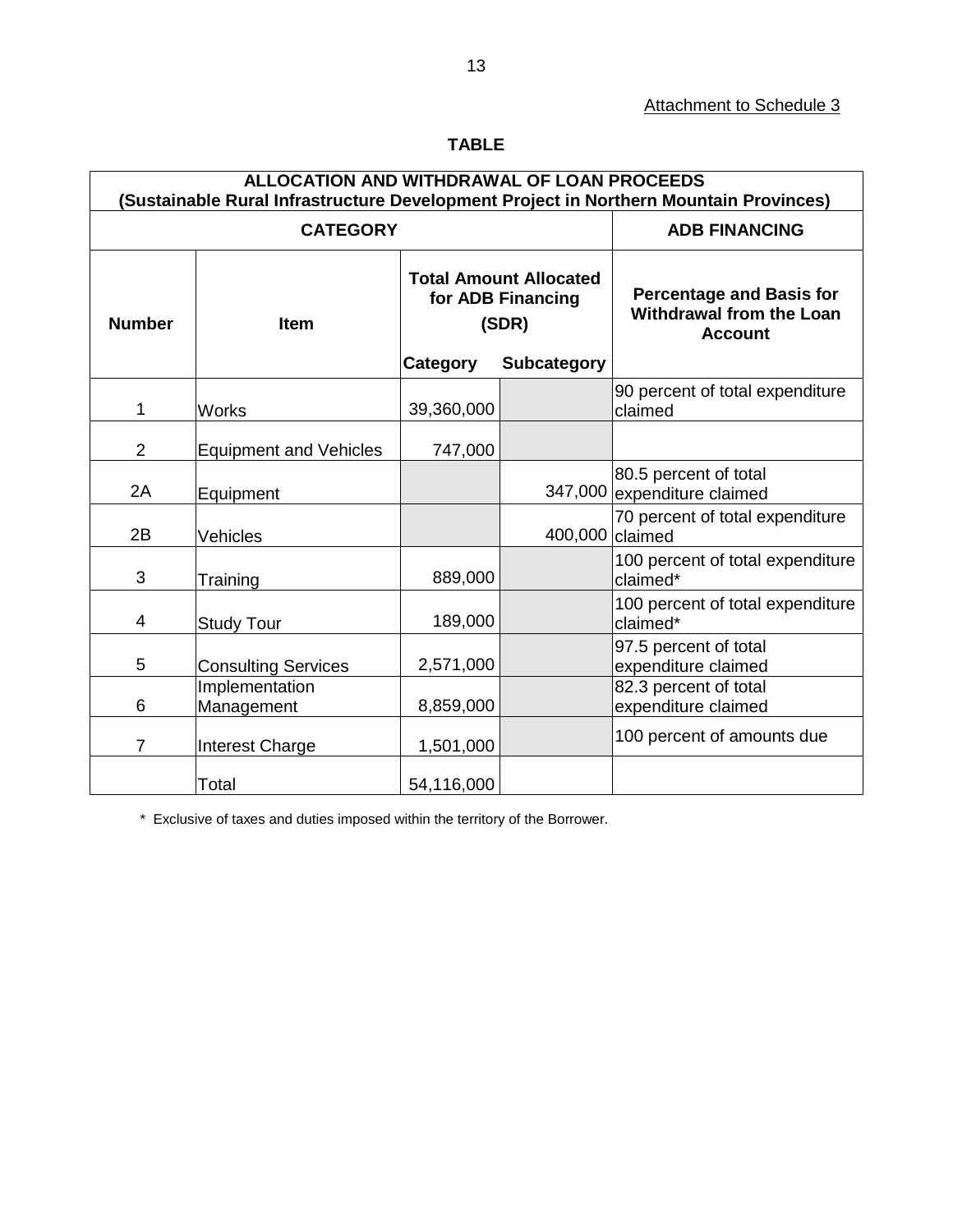Attachment to Schedule 3

**TABLE**

| ALLOCATION AND WITHDRAWAL OF LOAN PROCEEDS (Sustainable Rural Infrastructure Development Project in Northern Mountain Provinces) | | | | |
|---|---|---|---|---|
| **CATEGORY** | | | | **ADB FINANCING** |
| **Number** | **Item** | **Total Amount Allocated for ADB Financing (SDR)** | | **Percentage and Basis for Withdrawal from the Loan Account** |
| | | **Category** | **Subcategory** | |
| 1 | Works | 39,360,000 | | 90 percent of total expenditure claimed |
| 2 | Equipment and Vehicles | 747,000 | | |
| 2A | Equipment | | 347,000 | 80.5 percent of total expenditure claimed |
| 2B | Vehicles | | 400,000 | 70 percent of total expenditure claimed |
| 3 | Training | 889,000 | | 100 percent of total expenditure claimed* |
| 4 | Study Tour | 189,000 | | 100 percent of total expenditure claimed* |
| 5 | Consulting Services | 2,571,000 | | 97.5 percent of total expenditure claimed |
| 6 | Implementation Management | 8,859,000 | | 82.3 percent of total expenditure claimed |
| 7 | Interest Charge | 1,501,000 | | 100 percent of amounts due |
| | Total | 54,116,000 | | |

\* Exclusive of taxes and duties imposed within the territory of the Borrower.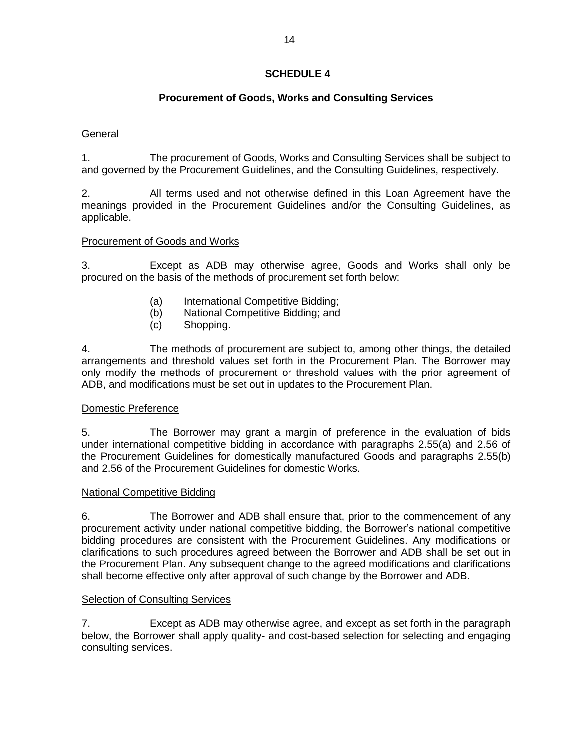# SCHEDULE 4

## Procurement of Goods, Works and Consulting Services

General

1. The procurement of Goods, Works and Consulting Services shall be subject to and governed by the Procurement Guidelines, and the Consulting Guidelines, respectively.

2. All terms used and not otherwise defined in this Loan Agreement have the meanings provided in the Procurement Guidelines and/or the Consulting Guidelines, as applicable.

Procurement of Goods and Works

3. Except as ADB may otherwise agree, Goods and Works shall only be procured on the basis of the methods of procurement set forth below:

(a) International Competitive Bidding;
(b) National Competitive Bidding; and
(c) Shopping.

4. The methods of procurement are subject to, among other things, the detailed arrangements and threshold values set forth in the Procurement Plan. The Borrower may only modify the methods of procurement or threshold values with the prior agreement of ADB, and modifications must be set out in updates to the Procurement Plan.

Domestic Preference

5. The Borrower may grant a margin of preference in the evaluation of bids under international competitive bidding in accordance with paragraphs 2.55(a) and 2.56 of the Procurement Guidelines for domestically manufactured Goods and paragraphs 2.55(b) and 2.56 of the Procurement Guidelines for domestic Works.

National Competitive Bidding

6. The Borrower and ADB shall ensure that, prior to the commencement of any procurement activity under national competitive bidding, the Borrower's national competitive bidding procedures are consistent with the Procurement Guidelines. Any modifications or clarifications to such procedures agreed between the Borrower and ADB shall be set out in the Procurement Plan. Any subsequent change to the agreed modifications and clarifications shall become effective only after approval of such change by the Borrower and ADB.

Selection of Consulting Services

7. Except as ADB may otherwise agree, and except as set forth in the paragraph below, the Borrower shall apply quality- and cost-based selection for selecting and engaging consulting services.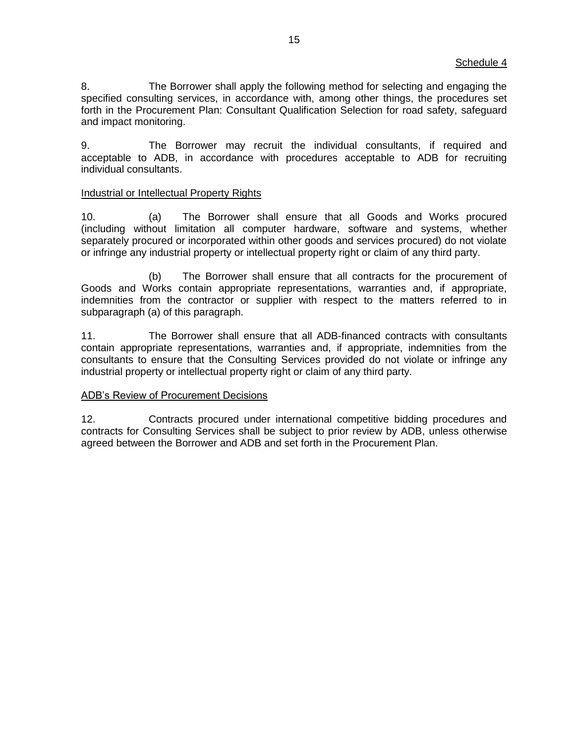Schedule 4

8. The Borrower shall apply the following method for selecting and engaging the specified consulting services, in accordance with, among other things, the procedures set forth in the Procurement Plan: Consultant Qualification Selection for road safety, safeguard and impact monitoring.

9. The Borrower may recruit the individual consultants, if required and acceptable to ADB, in accordance with procedures acceptable to ADB for recruiting individual consultants.

Industrial or Intellectual Property Rights

10. (a) The Borrower shall ensure that all Goods and Works procured (including without limitation all computer hardware, software and systems, whether separately procured or incorporated within other goods and services procured) do not violate or infringe any industrial property or intellectual property right or claim of any third party.

(b) The Borrower shall ensure that all contracts for the procurement of Goods and Works contain appropriate representations, warranties and, if appropriate, indemnities from the contractor or supplier with respect to the matters referred to in subparagraph (a) of this paragraph.

11. The Borrower shall ensure that all ADB-financed contracts with consultants contain appropriate representations, warranties and, if appropriate, indemnities from the consultants to ensure that the Consulting Services provided do not violate or infringe any industrial property or intellectual property right or claim of any third party.

ADB's Review of Procurement Decisions

12. Contracts procured under international competitive bidding procedures and contracts for Consulting Services shall be subject to prior review by ADB, unless otherwise agreed between the Borrower and ADB and set forth in the Procurement Plan.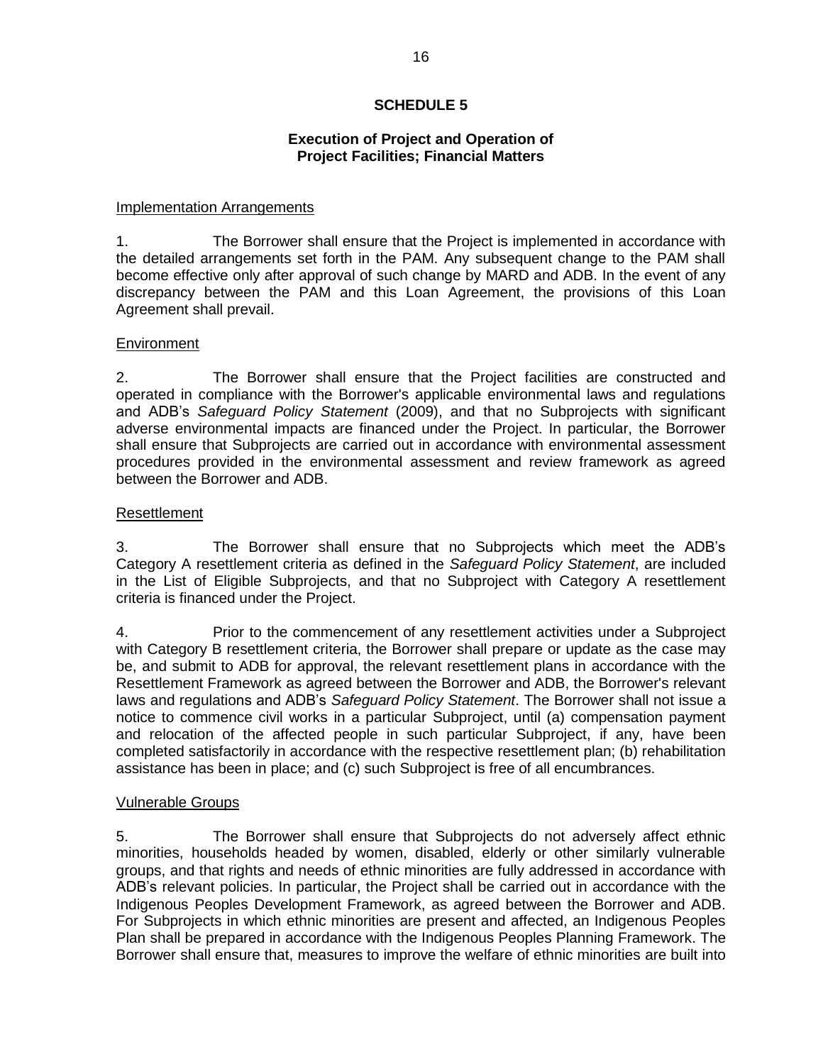# SCHEDULE 5

## Execution of Project and Operation of Project Facilities; Financial Matters

Implementation Arrangements

1. The Borrower shall ensure that the Project is implemented in accordance with the detailed arrangements set forth in the PAM. Any subsequent change to the PAM shall become effective only after approval of such change by MARD and ADB. In the event of any discrepancy between the PAM and this Loan Agreement, the provisions of this Loan Agreement shall prevail.

Environment

2. The Borrower shall ensure that the Project facilities are constructed and operated in compliance with the Borrower's applicable environmental laws and regulations and ADB's *Safeguard Policy Statement* (2009), and that no Subprojects with significant adverse environmental impacts are financed under the Project. In particular, the Borrower shall ensure that Subprojects are carried out in accordance with environmental assessment procedures provided in the environmental assessment and review framework as agreed between the Borrower and ADB.

Resettlement

3. The Borrower shall ensure that no Subprojects which meet the ADB's Category A resettlement criteria as defined in the *Safeguard Policy Statement*, are included in the List of Eligible Subprojects, and that no Subproject with Category A resettlement criteria is financed under the Project.

4. Prior to the commencement of any resettlement activities under a Subproject with Category B resettlement criteria, the Borrower shall prepare or update as the case may be, and submit to ADB for approval, the relevant resettlement plans in accordance with the Resettlement Framework as agreed between the Borrower and ADB, the Borrower's relevant laws and regulations and ADB's *Safeguard Policy Statement*. The Borrower shall not issue a notice to commence civil works in a particular Subproject, until (a) compensation payment and relocation of the affected people in such particular Subproject, if any, have been completed satisfactorily in accordance with the respective resettlement plan; (b) rehabilitation assistance has been in place; and (c) such Subproject is free of all encumbrances.

Vulnerable Groups

5. The Borrower shall ensure that Subprojects do not adversely affect ethnic minorities, households headed by women, disabled, elderly or other similarly vulnerable groups, and that rights and needs of ethnic minorities are fully addressed in accordance with ADB's relevant policies. In particular, the Project shall be carried out in accordance with the Indigenous Peoples Development Framework, as agreed between the Borrower and ADB. For Subprojects in which ethnic minorities are present and affected, an Indigenous Peoples Plan shall be prepared in accordance with the Indigenous Peoples Planning Framework. The Borrower shall ensure that, measures to improve the welfare of ethnic minorities are built into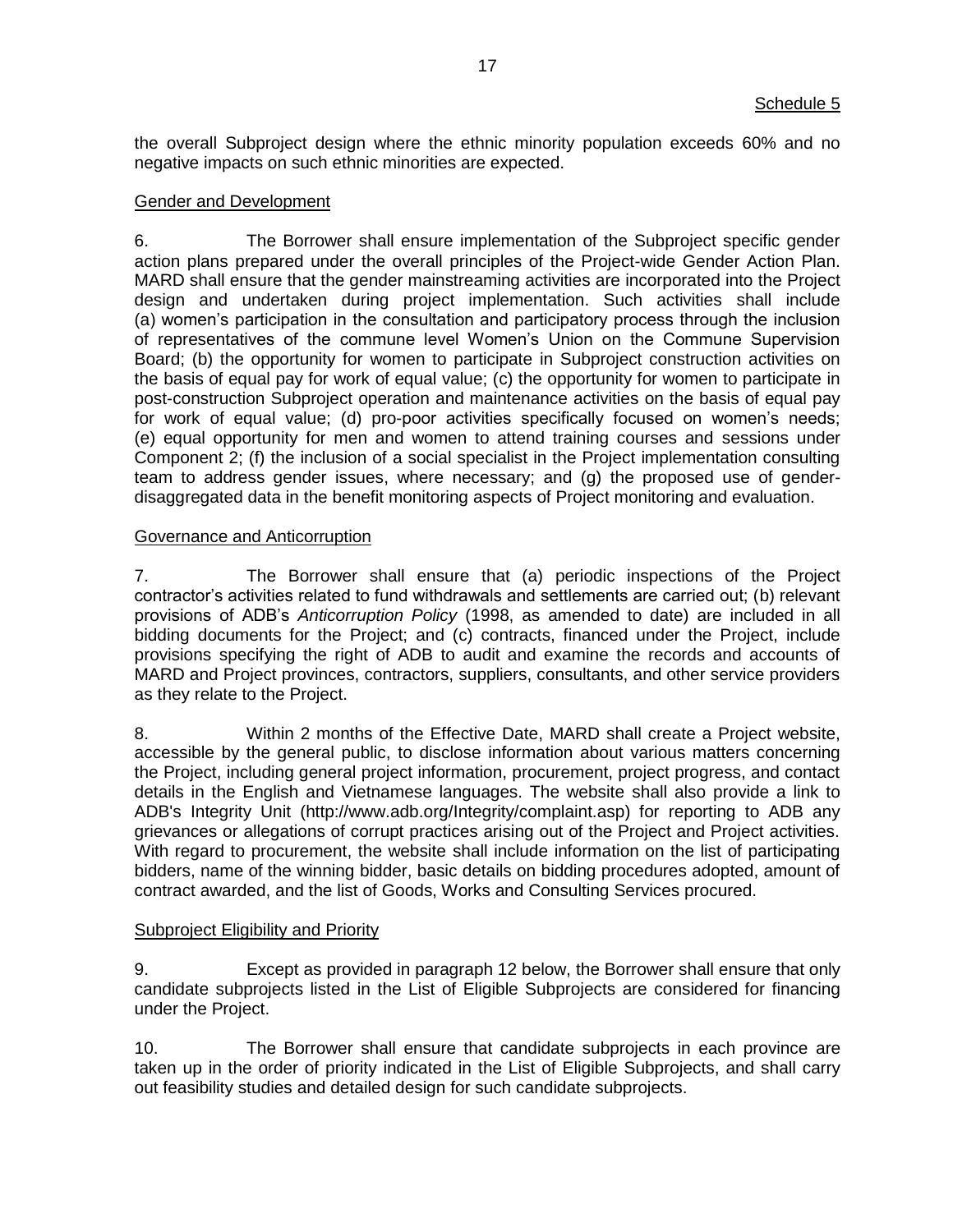Schedule 5

the overall Subproject design where the ethnic minority population exceeds 60% and no negative impacts on such ethnic minorities are expected.

Gender and Development

6. The Borrower shall ensure implementation of the Subproject specific gender action plans prepared under the overall principles of the Project-wide Gender Action Plan. MARD shall ensure that the gender mainstreaming activities are incorporated into the Project design and undertaken during project implementation. Such activities shall include (a) women's participation in the consultation and participatory process through the inclusion of representatives of the commune level Women's Union on the Commune Supervision Board; (b) the opportunity for women to participate in Subproject construction activities on the basis of equal pay for work of equal value; (c) the opportunity for women to participate in post-construction Subproject operation and maintenance activities on the basis of equal pay for work of equal value; (d) pro-poor activities specifically focused on women's needs; (e) equal opportunity for men and women to attend training courses and sessions under Component 2; (f) the inclusion of a social specialist in the Project implementation consulting team to address gender issues, where necessary; and (g) the proposed use of gender-disaggregated data in the benefit monitoring aspects of Project monitoring and evaluation.

Governance and Anticorruption

7. The Borrower shall ensure that (a) periodic inspections of the Project contractor's activities related to fund withdrawals and settlements are carried out; (b) relevant provisions of ADB's *Anticorruption Policy* (1998, as amended to date) are included in all bidding documents for the Project; and (c) contracts, financed under the Project, include provisions specifying the right of ADB to audit and examine the records and accounts of MARD and Project provinces, contractors, suppliers, consultants, and other service providers as they relate to the Project.

8. Within 2 months of the Effective Date, MARD shall create a Project website, accessible by the general public, to disclose information about various matters concerning the Project, including general project information, procurement, project progress, and contact details in the English and Vietnamese languages. The website shall also provide a link to ADB's Integrity Unit (http://www.adb.org/Integrity/complaint.asp) for reporting to ADB any grievances or allegations of corrupt practices arising out of the Project and Project activities. With regard to procurement, the website shall include information on the list of participating bidders, name of the winning bidder, basic details on bidding procedures adopted, amount of contract awarded, and the list of Goods, Works and Consulting Services procured.

Subproject Eligibility and Priority

9. Except as provided in paragraph 12 below, the Borrower shall ensure that only candidate subprojects listed in the List of Eligible Subprojects are considered for financing under the Project.

10. The Borrower shall ensure that candidate subprojects in each province are taken up in the order of priority indicated in the List of Eligible Subprojects, and shall carry out feasibility studies and detailed design for such candidate subprojects.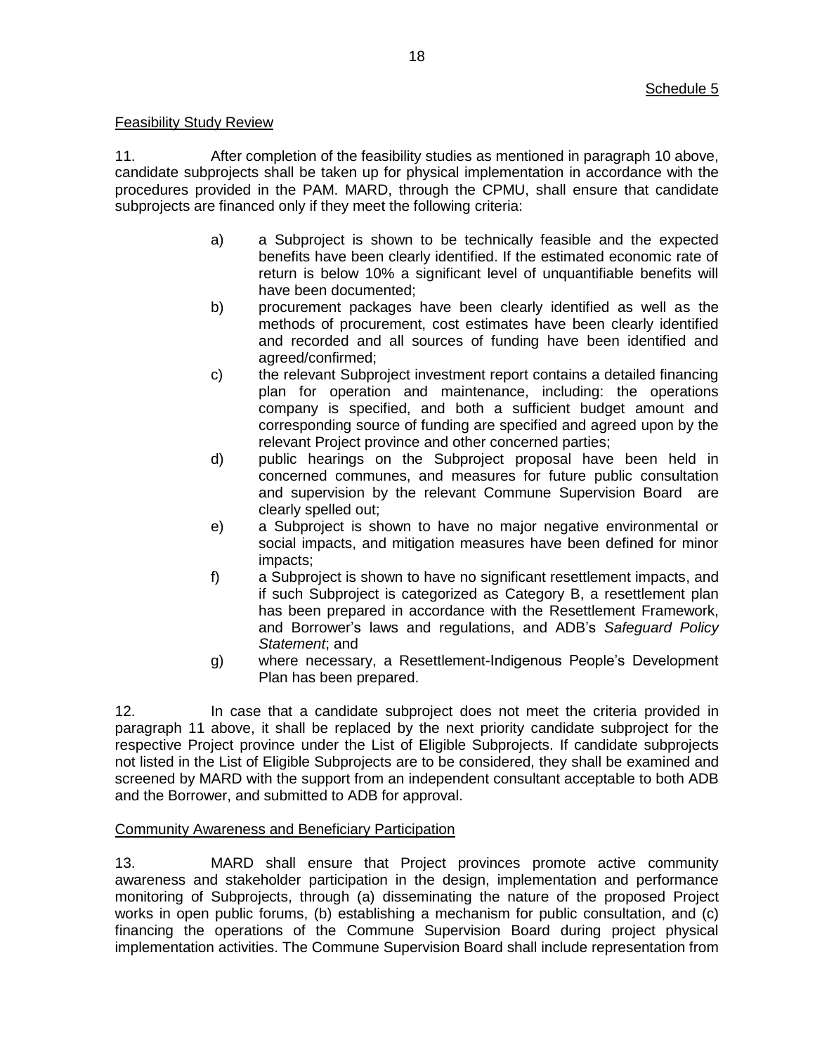Schedule 5

Feasibility Study Review

11. After completion of the feasibility studies as mentioned in paragraph 10 above, candidate subprojects shall be taken up for physical implementation in accordance with the procedures provided in the PAM. MARD, through the CPMU, shall ensure that candidate subprojects are financed only if they meet the following criteria:

a) a Subproject is shown to be technically feasible and the expected benefits have been clearly identified. If the estimated economic rate of return is below 10% a significant level of unquantifiable benefits will have been documented;

b) procurement packages have been clearly identified as well as the methods of procurement, cost estimates have been clearly identified and recorded and all sources of funding have been identified and agreed/confirmed;

c) the relevant Subproject investment report contains a detailed financing plan for operation and maintenance, including: the operations company is specified, and both a sufficient budget amount and corresponding source of funding are specified and agreed upon by the relevant Project province and other concerned parties;

d) public hearings on the Subproject proposal have been held in concerned communes, and measures for future public consultation and supervision by the relevant Commune Supervision Board are clearly spelled out;

e) a Subproject is shown to have no major negative environmental or social impacts, and mitigation measures have been defined for minor impacts;

f) a Subproject is shown to have no significant resettlement impacts, and if such Subproject is categorized as Category B, a resettlement plan has been prepared in accordance with the Resettlement Framework, and Borrower's laws and regulations, and ADB's *Safeguard Policy Statement*; and

g) where necessary, a Resettlement-Indigenous People's Development Plan has been prepared.

12. In case that a candidate subproject does not meet the criteria provided in paragraph 11 above, it shall be replaced by the next priority candidate subproject for the respective Project province under the List of Eligible Subprojects. If candidate subprojects not listed in the List of Eligible Subprojects are to be considered, they shall be examined and screened by MARD with the support from an independent consultant acceptable to both ADB and the Borrower, and submitted to ADB for approval.

Community Awareness and Beneficiary Participation

13. MARD shall ensure that Project provinces promote active community awareness and stakeholder participation in the design, implementation and performance monitoring of Subprojects, through (a) disseminating the nature of the proposed Project works in open public forums, (b) establishing a mechanism for public consultation, and (c) financing the operations of the Commune Supervision Board during project physical implementation activities. The Commune Supervision Board shall include representation from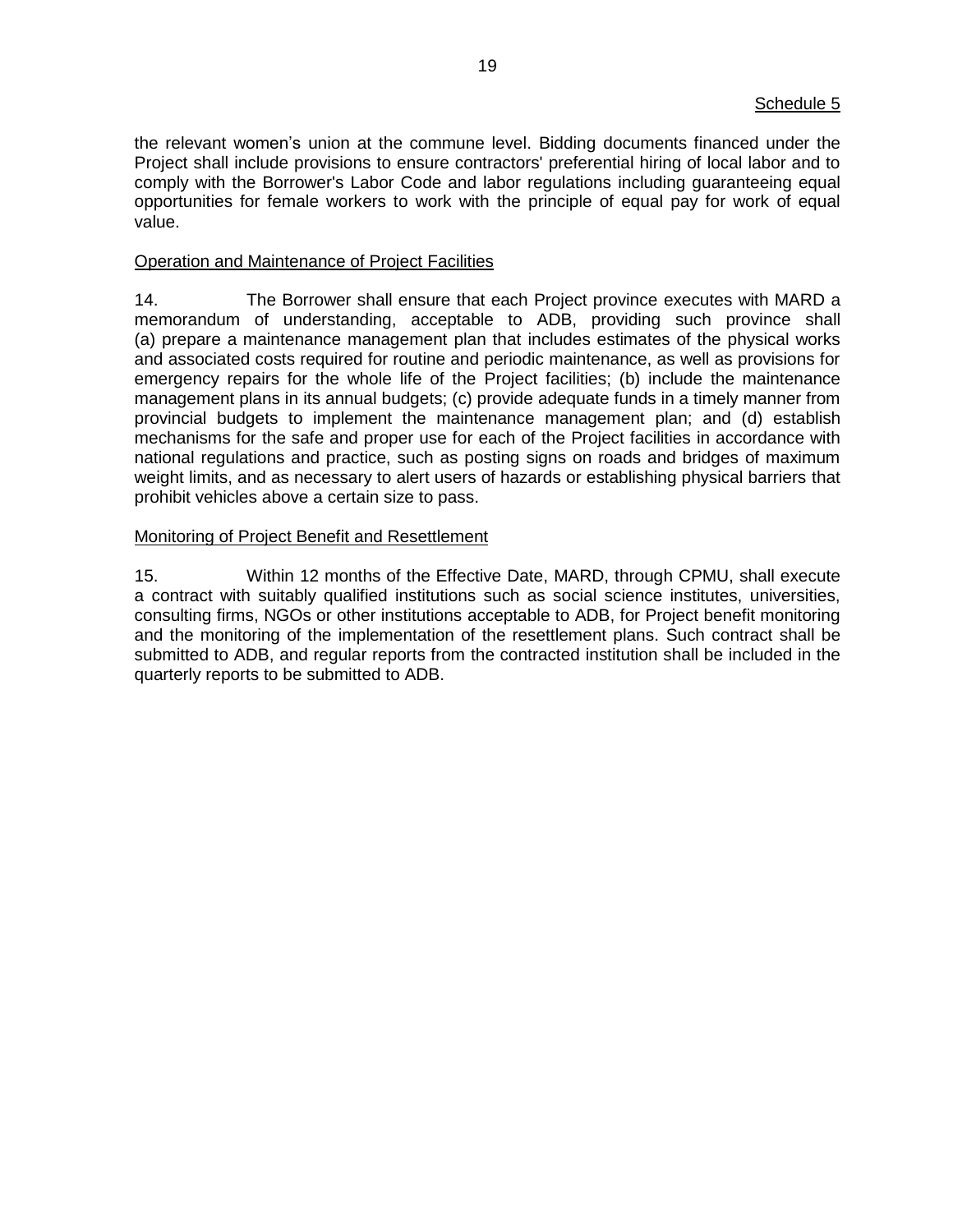Schedule 5

the relevant women's union at the commune level. Bidding documents financed under the Project shall include provisions to ensure contractors' preferential hiring of local labor and to comply with the Borrower's Labor Code and labor regulations including guaranteeing equal opportunities for female workers to work with the principle of equal pay for work of equal value.

Operation and Maintenance of Project Facilities

14. The Borrower shall ensure that each Project province executes with MARD a memorandum of understanding, acceptable to ADB, providing such province shall (a) prepare a maintenance management plan that includes estimates of the physical works and associated costs required for routine and periodic maintenance, as well as provisions for emergency repairs for the whole life of the Project facilities; (b) include the maintenance management plans in its annual budgets; (c) provide adequate funds in a timely manner from provincial budgets to implement the maintenance management plan; and (d) establish mechanisms for the safe and proper use for each of the Project facilities in accordance with national regulations and practice, such as posting signs on roads and bridges of maximum weight limits, and as necessary to alert users of hazards or establishing physical barriers that prohibit vehicles above a certain size to pass.

Monitoring of Project Benefit and Resettlement

15. Within 12 months of the Effective Date, MARD, through CPMU, shall execute a contract with suitably qualified institutions such as social science institutes, universities, consulting firms, NGOs or other institutions acceptable to ADB, for Project benefit monitoring and the monitoring of the implementation of the resettlement plans. Such contract shall be submitted to ADB, and regular reports from the contracted institution shall be included in the quarterly reports to be submitted to ADB.